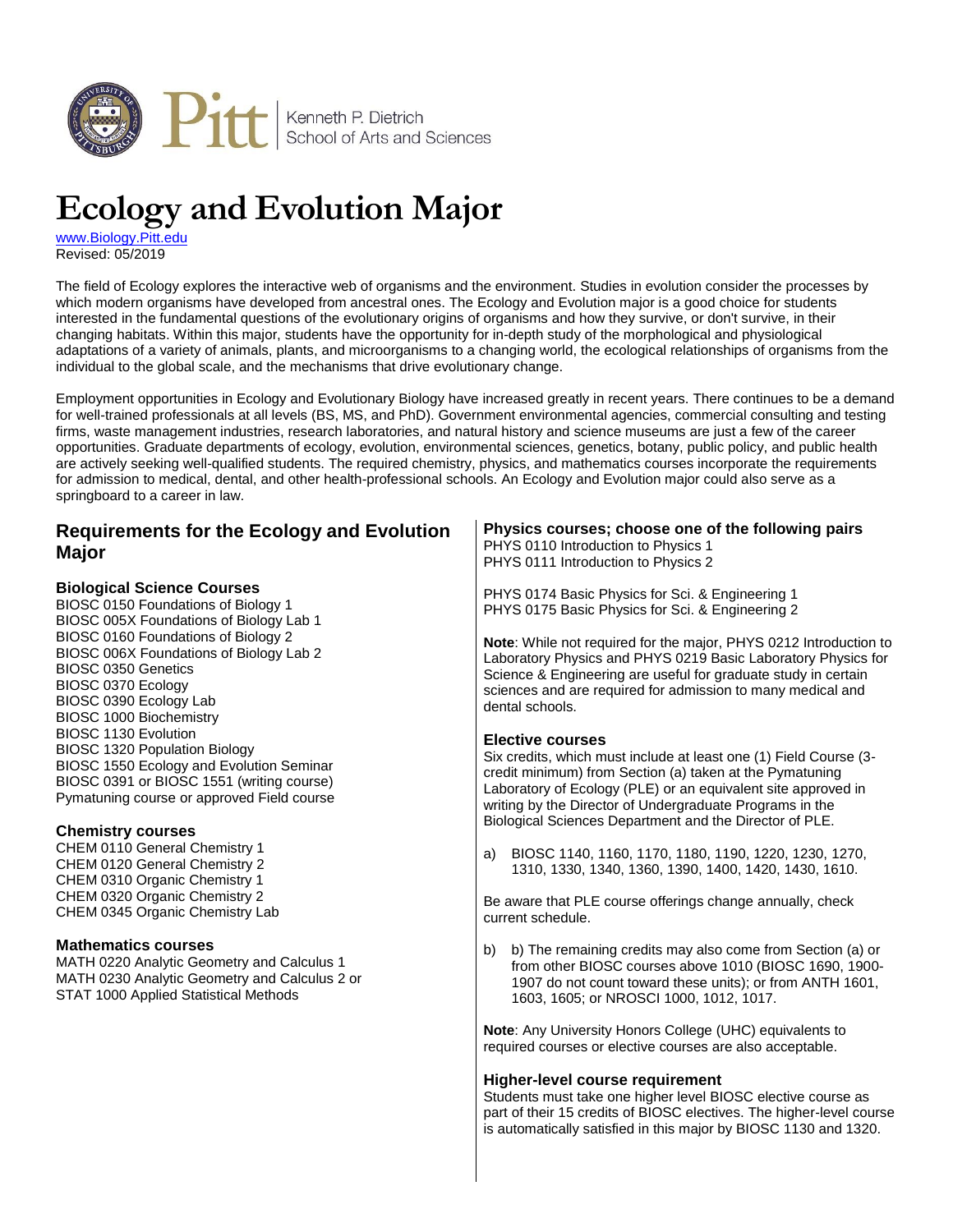Kenneth P. Dietrich School of Arts and Sciences

# Ecology and Evolution Major

www.Biology.Pitt.edu
Revised: 05/2019

The field of Ecology explores the interactive web of organisms and the environment. Studies in evolution consider the processes by which modern organisms have developed from ancestral ones. The Ecology and Evolution major is a good choice for students interested in the fundamental questions of the evolutionary origins of organisms and how they survive, or don't survive, in their changing habitats. Within this major, students have the opportunity for in-depth study of the morphological and physiological adaptations of a variety of animals, plants, and microorganisms to a changing world, the ecological relationships of organisms from the individual to the global scale, and the mechanisms that drive evolutionary change.

Employment opportunities in Ecology and Evolutionary Biology have increased greatly in recent years. There continues to be a demand for well-trained professionals at all levels (BS, MS, and PhD). Government environmental agencies, commercial consulting and testing firms, waste management industries, research laboratories, and natural history and science museums are just a few of the career opportunities. Graduate departments of ecology, evolution, environmental sciences, genetics, botany, public policy, and public health are actively seeking well-qualified students. The required chemistry, physics, and mathematics courses incorporate the requirements for admission to medical, dental, and other health-professional schools. An Ecology and Evolution major could also serve as a springboard to a career in law.

## Requirements for the Ecology and Evolution Major

### Biological Science Courses

BIOSC 0150 Foundations of Biology 1
BIOSC 005X Foundations of Biology Lab 1
BIOSC 0160 Foundations of Biology 2
BIOSC 006X Foundations of Biology Lab 2
BIOSC 0350 Genetics
BIOSC 0370 Ecology
BIOSC 0390 Ecology Lab
BIOSC 1000 Biochemistry
BIOSC 1130 Evolution
BIOSC 1320 Population Biology
BIOSC 1550 Ecology and Evolution Seminar
BIOSC 0391 or BIOSC 1551 (writing course)
Pymatuning course or approved Field course

### Chemistry courses

CHEM 0110 General Chemistry 1
CHEM 0120 General Chemistry 2
CHEM 0310 Organic Chemistry 1
CHEM 0320 Organic Chemistry 2
CHEM 0345 Organic Chemistry Lab

### Mathematics courses

MATH 0220 Analytic Geometry and Calculus 1
MATH 0230 Analytic Geometry and Calculus 2 or
STAT 1000 Applied Statistical Methods

### Physics courses; choose one of the following pairs

PHYS 0110 Introduction to Physics 1
PHYS 0111 Introduction to Physics 2

PHYS 0174 Basic Physics for Sci. & Engineering 1
PHYS 0175 Basic Physics for Sci. & Engineering 2

**Note**: While not required for the major, PHYS 0212 Introduction to Laboratory Physics and PHYS 0219 Basic Laboratory Physics for Science & Engineering are useful for graduate study in certain sciences and are required for admission to many medical and dental schools.

### Elective courses

Six credits, which must include at least one (1) Field Course (3-credit minimum) from Section (a) taken at the Pymatuning Laboratory of Ecology (PLE) or an equivalent site approved in writing by the Director of Undergraduate Programs in the Biological Sciences Department and the Director of PLE.

a) BIOSC 1140, 1160, 1170, 1180, 1190, 1220, 1230, 1270, 1310, 1330, 1340, 1360, 1390, 1400, 1420, 1430, 1610.

Be aware that PLE course offerings change annually, check current schedule.

b) b) The remaining credits may also come from Section (a) or from other BIOSC courses above 1010 (BIOSC 1690, 1900-1907 do not count toward these units); or from ANTH 1601, 1603, 1605; or NROSCI 1000, 1012, 1017.

**Note**: Any University Honors College (UHC) equivalents to required courses or elective courses are also acceptable.

### Higher-level course requirement

Students must take one higher level BIOSC elective course as part of their 15 credits of BIOSC electives. The higher-level course is automatically satisfied in this major by BIOSC 1130 and 1320.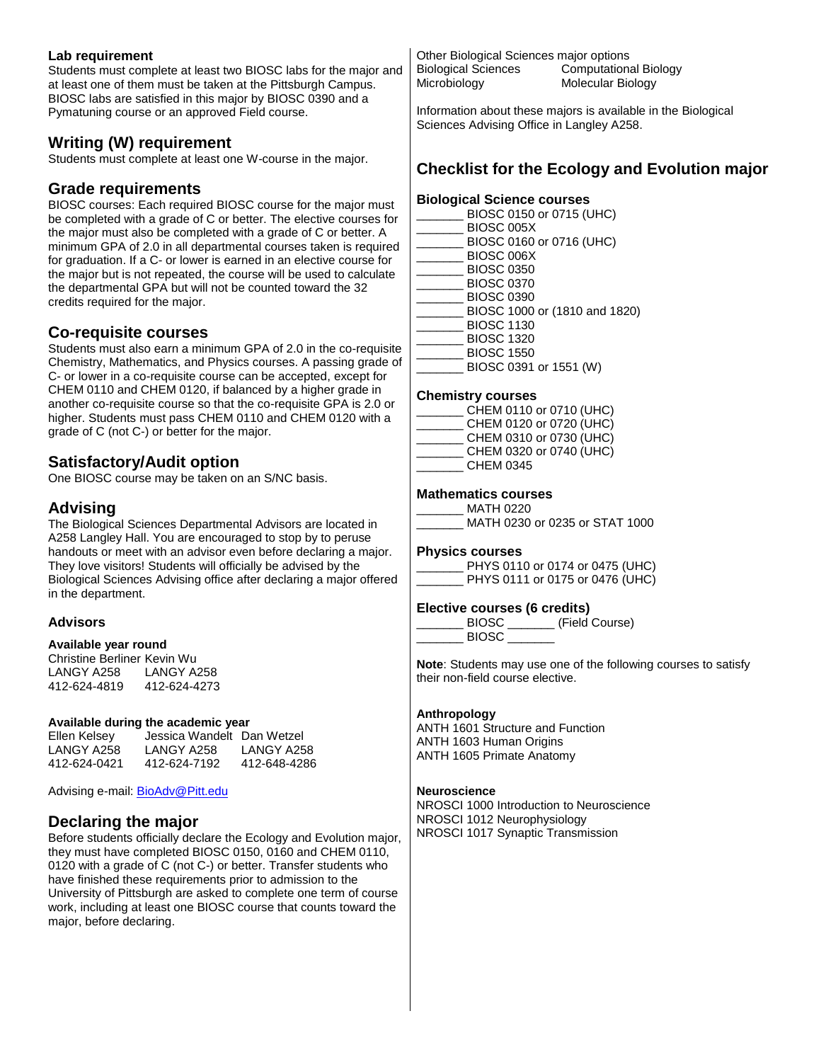### Lab requirement

Students must complete at least two BIOSC labs for the major and at least one of them must be taken at the Pittsburgh Campus. BIOSC labs are satisfied in this major by BIOSC 0390 and a Pymatuning course or an approved Field course.

## Writing (W) requirement

Students must complete at least one W-course in the major.

## Grade requirements

BIOSC courses: Each required BIOSC course for the major must be completed with a grade of C or better. The elective courses for the major must also be completed with a grade of C or better. A minimum GPA of 2.0 in all departmental courses taken is required for graduation. If a C- or lower is earned in an elective course for the major but is not repeated, the course will be used to calculate the departmental GPA but will not be counted toward the 32 credits required for the major.

## Co-requisite courses

Students must also earn a minimum GPA of 2.0 in the co-requisite Chemistry, Mathematics, and Physics courses. A passing grade of C- or lower in a co-requisite course can be accepted, except for CHEM 0110 and CHEM 0120, if balanced by a higher grade in another co-requisite course so that the co-requisite GPA is 2.0 or higher. Students must pass CHEM 0110 and CHEM 0120 with a grade of C (not C-) or better for the major.

## Satisfactory/Audit option

One BIOSC course may be taken on an S/NC basis.

## Advising

The Biological Sciences Departmental Advisors are located in A258 Langley Hall. You are encouraged to stop by to peruse handouts or meet with an advisor even before declaring a major. They love visitors! Students will officially be advised by the Biological Sciences Advising office after declaring a major offered in the department.

### Advisors

**Available year round**

| | |
|---|---|
| Christine Berliner | Kevin Wu |
| LANGY A258 | LANGY A258 |
| 412-624-4819 | 412-624-4273 |

**Available during the academic year**

| | | |
|---|---|---|
| Ellen Kelsey | Jessica Wandelt | Dan Wetzel |
| LANGY A258 | LANGY A258 | LANGY A258 |
| 412-624-0421 | 412-624-7192 | 412-648-4286 |

Advising e-mail: BioAdv@Pitt.edu

## Declaring the major

Before students officially declare the Ecology and Evolution major, they must have completed BIOSC 0150, 0160 and CHEM 0110, 0120 with a grade of C (not C-) or better. Transfer students who have finished these requirements prior to admission to the University of Pittsburgh are asked to complete one term of course work, including at least one BIOSC course that counts toward the major, before declaring.

Other Biological Sciences major options

| | |
|---|---|
| Biological Sciences | Computational Biology |
| Microbiology | Molecular Biology |

Information about these majors is available in the Biological Sciences Advising Office in Langley A258.

## Checklist for the Ecology and Evolution major

### Biological Science courses

_______ BIOSC 0150 or 0715 (UHC)
_______ BIOSC 005X
_______ BIOSC 0160 or 0716 (UHC)
_______ BIOSC 006X
_______ BIOSC 0350
_______ BIOSC 0370
_______ BIOSC 0390
_______ BIOSC 1000 or (1810 and 1820)
_______ BIOSC 1130
_______ BIOSC 1320
_______ BIOSC 1550
_______ BIOSC 0391 or 1551 (W)

### Chemistry courses

_______ CHEM 0110 or 0710 (UHC)
_______ CHEM 0120 or 0720 (UHC)
_______ CHEM 0310 or 0730 (UHC)
_______ CHEM 0320 or 0740 (UHC)
_______ CHEM 0345

### Mathematics courses

_______ MATH 0220
_______ MATH 0230 or 0235 or STAT 1000

### Physics courses

_______ PHYS 0110 or 0174 or 0475 (UHC)
_______ PHYS 0111 or 0175 or 0476 (UHC)

### Elective courses (6 credits)

_______ BIOSC _______ (Field Course)
_______ BIOSC _______

**Note**: Students may use one of the following courses to satisfy their non-field course elective.

**Anthropology**
ANTH 1601 Structure and Function
ANTH 1603 Human Origins
ANTH 1605 Primate Anatomy

**Neuroscience**
NROSCI 1000 Introduction to Neuroscience
NROSCI 1012 Neurophysiology
NROSCI 1017 Synaptic Transmission